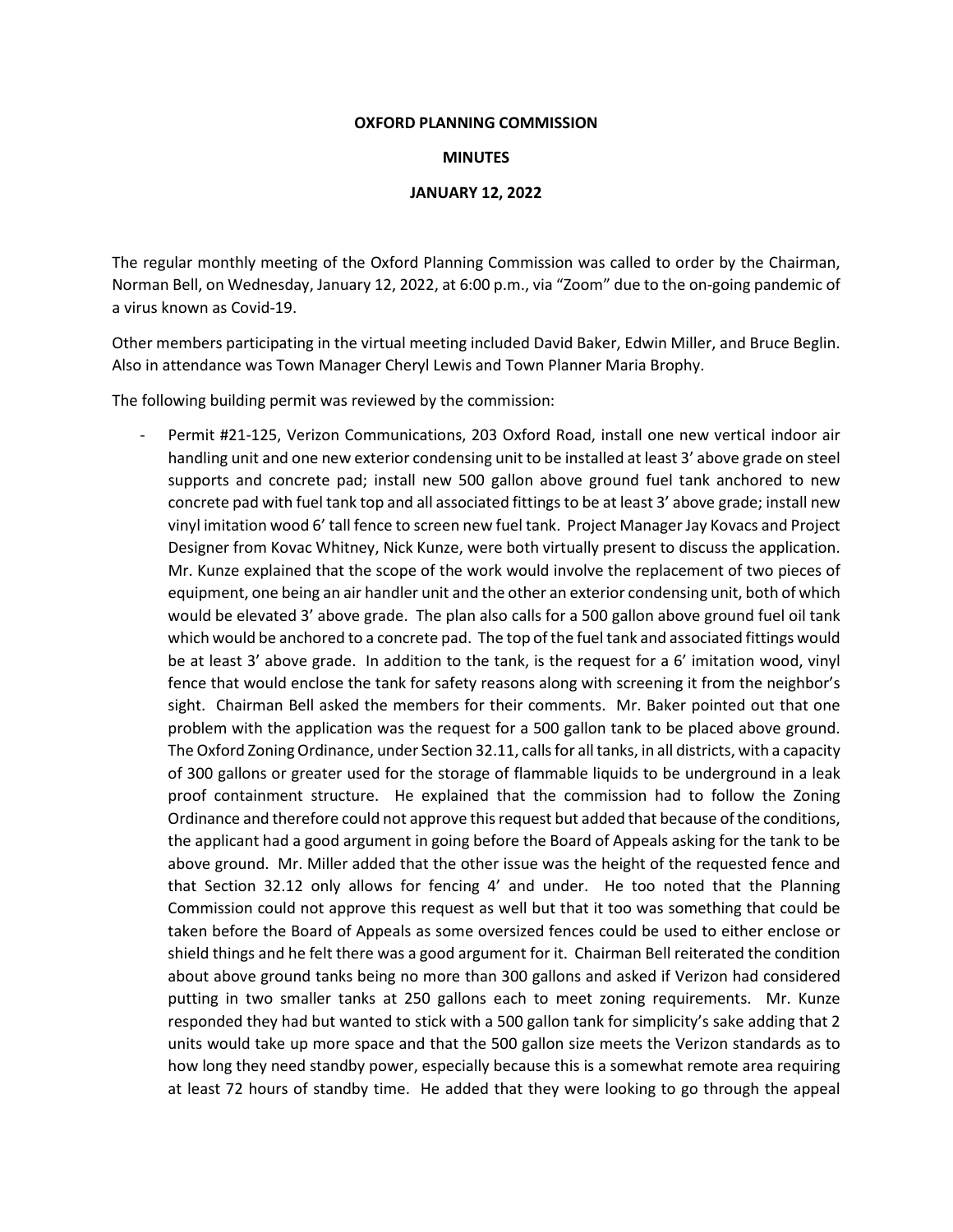**OXFORD PLANNING COMMISSION**

**MINUTES**

**JANUARY 12, 2022**

The regular monthly meeting of the Oxford Planning Commission was called to order by the Chairman, Norman Bell, on Wednesday, January 12, 2022, at 6:00 p.m., via "Zoom" due to the on-going pandemic of a virus known as Covid-19.

Other members participating in the virtual meeting included David Baker, Edwin Miller, and Bruce Beglin. Also in attendance was Town Manager Cheryl Lewis and Town Planner Maria Brophy.

The following building permit was reviewed by the commission:

- Permit #21-125, Verizon Communications, 203 Oxford Road, install one new vertical indoor air handling unit and one new exterior condensing unit to be installed at least 3' above grade on steel supports and concrete pad; install new 500 gallon above ground fuel tank anchored to new concrete pad with fuel tank top and all associated fittings to be at least 3' above grade; install new vinyl imitation wood 6' tall fence to screen new fuel tank. Project Manager Jay Kovacs and Project Designer from Kovac Whitney, Nick Kunze, were both virtually present to discuss the application. Mr. Kunze explained that the scope of the work would involve the replacement of two pieces of equipment, one being an air handler unit and the other an exterior condensing unit, both of which would be elevated 3' above grade. The plan also calls for a 500 gallon above ground fuel oil tank which would be anchored to a concrete pad. The top of the fuel tank and associated fittings would be at least 3' above grade. In addition to the tank, is the request for a 6' imitation wood, vinyl fence that would enclose the tank for safety reasons along with screening it from the neighbor's sight. Chairman Bell asked the members for their comments. Mr. Baker pointed out that one problem with the application was the request for a 500 gallon tank to be placed above ground. The Oxford Zoning Ordinance, under Section 32.11, calls for all tanks, in all districts, with a capacity of 300 gallons or greater used for the storage of flammable liquids to be underground in a leak proof containment structure. He explained that the commission had to follow the Zoning Ordinance and therefore could not approve this request but added that because of the conditions, the applicant had a good argument in going before the Board of Appeals asking for the tank to be above ground. Mr. Miller added that the other issue was the height of the requested fence and that Section 32.12 only allows for fencing 4' and under. He too noted that the Planning Commission could not approve this request as well but that it too was something that could be taken before the Board of Appeals as some oversized fences could be used to either enclose or shield things and he felt there was a good argument for it. Chairman Bell reiterated the condition about above ground tanks being no more than 300 gallons and asked if Verizon had considered putting in two smaller tanks at 250 gallons each to meet zoning requirements. Mr. Kunze responded they had but wanted to stick with a 500 gallon tank for simplicity's sake adding that 2 units would take up more space and that the 500 gallon size meets the Verizon standards as to how long they need standby power, especially because this is a somewhat remote area requiring at least 72 hours of standby time. He added that they were looking to go through the appeal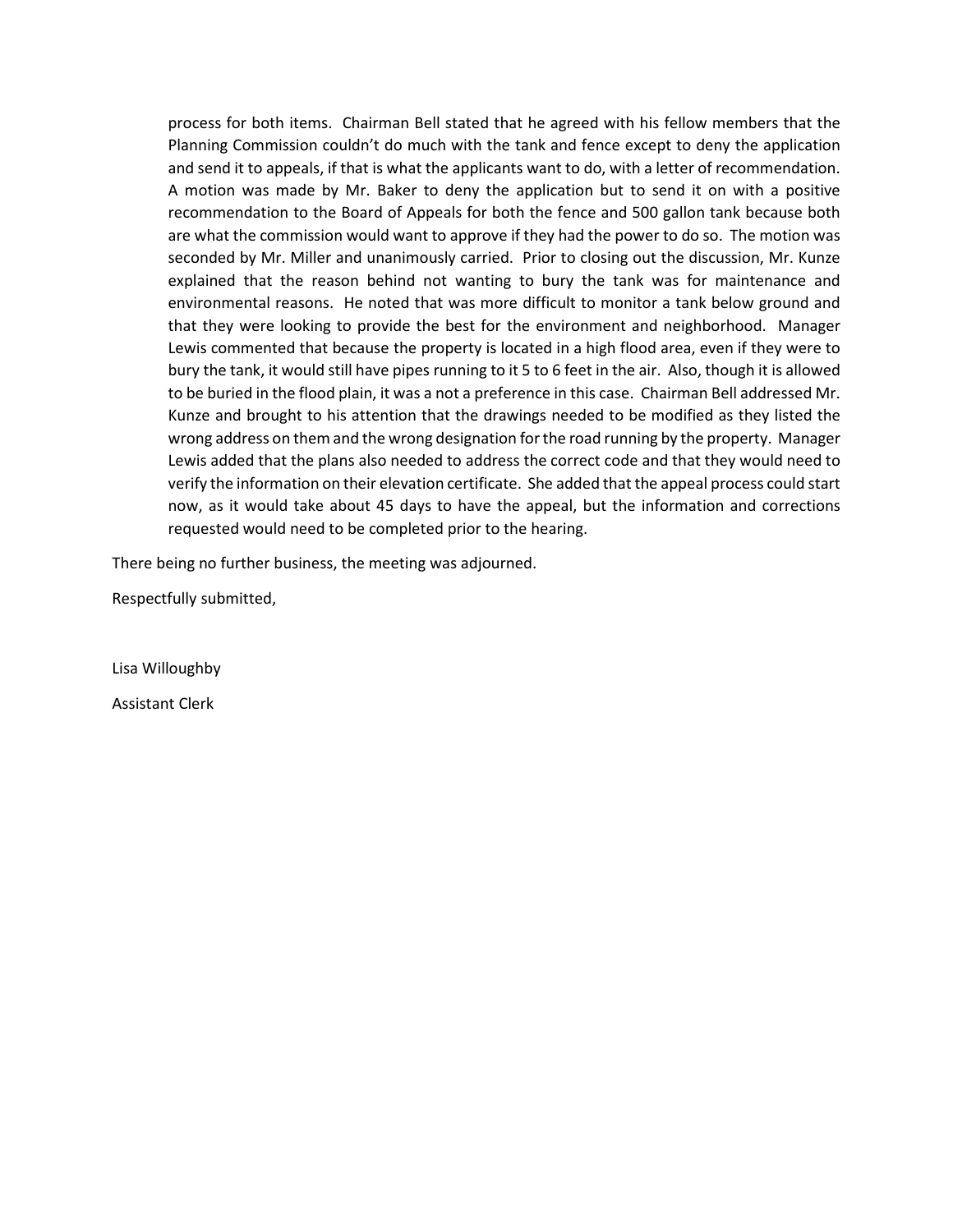process for both items. Chairman Bell stated that he agreed with his fellow members that the Planning Commission couldn't do much with the tank and fence except to deny the application and send it to appeals, if that is what the applicants want to do, with a letter of recommendation. A motion was made by Mr. Baker to deny the application but to send it on with a positive recommendation to the Board of Appeals for both the fence and 500 gallon tank because both are what the commission would want to approve if they had the power to do so. The motion was seconded by Mr. Miller and unanimously carried. Prior to closing out the discussion, Mr. Kunze explained that the reason behind not wanting to bury the tank was for maintenance and environmental reasons. He noted that was more difficult to monitor a tank below ground and that they were looking to provide the best for the environment and neighborhood. Manager Lewis commented that because the property is located in a high flood area, even if they were to bury the tank, it would still have pipes running to it 5 to 6 feet in the air. Also, though it is allowed to be buried in the flood plain, it was a not a preference in this case. Chairman Bell addressed Mr. Kunze and brought to his attention that the drawings needed to be modified as they listed the wrong address on them and the wrong designation for the road running by the property. Manager Lewis added that the plans also needed to address the correct code and that they would need to verify the information on their elevation certificate. She added that the appeal process could start now, as it would take about 45 days to have the appeal, but the information and corrections requested would need to be completed prior to the hearing.

There being no further business, the meeting was adjourned.

Respectfully submitted,

Lisa Willoughby

Assistant Clerk